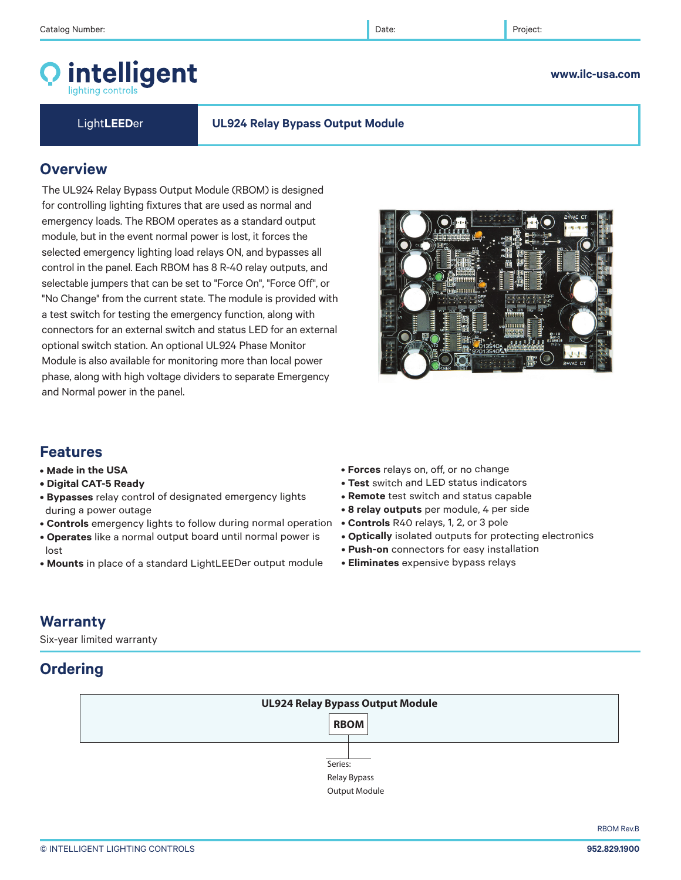Catalog Number: | Date: | Project:

# intelligent lighting controls

www.ilc-usa.com

**LightLEEDer** | **UL924 Relay Bypass Output Module**

## Overview

The UL924 Relay Bypass Output Module (RBOM) is designed for controlling lighting fixtures that are used as normal and emergency loads. The RBOM operates as a standard output module, but in the event normal power is lost, it forces the selected emergency lighting load relays ON, and bypasses all control in the panel. Each RBOM has 8 R-40 relay outputs, and selectable jumpers that can be set to "Force On", "Force Off", or "No Change" from the current state. The module is provided with a test switch for testing the emergency function, along with connectors for an external switch and status LED for an external optional switch station. An optional UL924 Phase Monitor Module is also available for monitoring more than local power phase, along with high voltage dividers to separate Emergency and Normal power in the panel.

## Features

- **Made in the USA**
- **Digital CAT-5 Ready**
- **Bypasses** relay control of designated emergency lights during a power outage
- **Controls** emergency lights to follow during normal operation
- **Operates** like a normal output board until normal power is lost
- **Mounts** in place of a standard LightLEEDer output module
- **Forces** relays on, off, or no change
- **Test** switch and LED status indicators
- **Remote** test switch and status capable
- **8 relay outputs** per module, 4 per side
- **Controls** R40 relays, 1, 2, or 3 pole
- **Optically** isolated outputs for protecting electronics
- **Push-on** connectors for easy installation
- **Eliminates** expensive bypass relays

## Warranty

Six-year limited warranty

## Ordering

**UL924 Relay Bypass Output Module**

| **RBOM** |
|---|
| Series: Relay Bypass Output Module |

RBOM Rev.B

© INTELLIGENT LIGHTING CONTROLS — 952.829.1900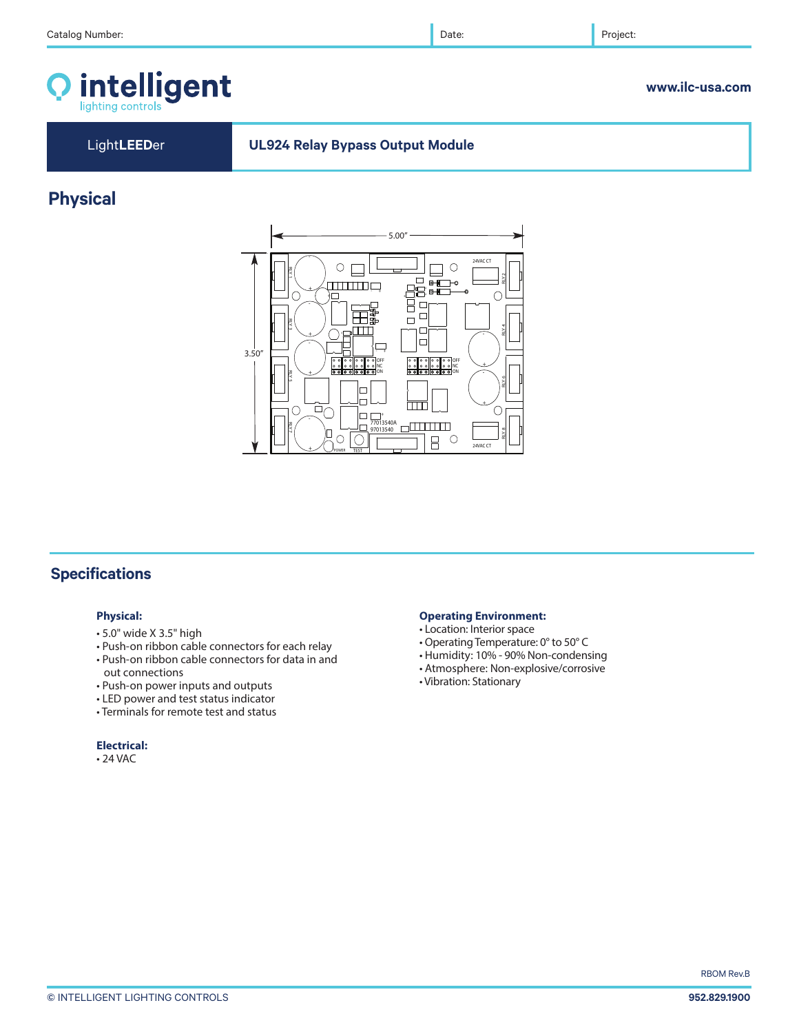Catalog Number: | Date: | Project:

**intelligent** lighting controls

**www.ilc-usa.com**

Light**LEED**er — **UL924 Relay Bypass Output Module**

## Physical

5.00"

3.50"

## Specifications

### Physical:

- 5.0" wide X 3.5" high
- Push-on ribbon cable connectors for each relay
- Push-on ribbon cable connectors for data in and out connections
- Push-on power inputs and outputs
- LED power and test status indicator
- Terminals for remote test and status

### Electrical:

- 24 VAC

### Operating Environment:

- Location: Interior space
- Operating Temperature: 0° to 50° C
- Humidity: 10% - 90% Non-condensing
- Atmosphere: Non-explosive/corrosive
- Vibration: Stationary

RBOM Rev.B

© INTELLIGENT LIGHTING CONTROLS

952.829.1900